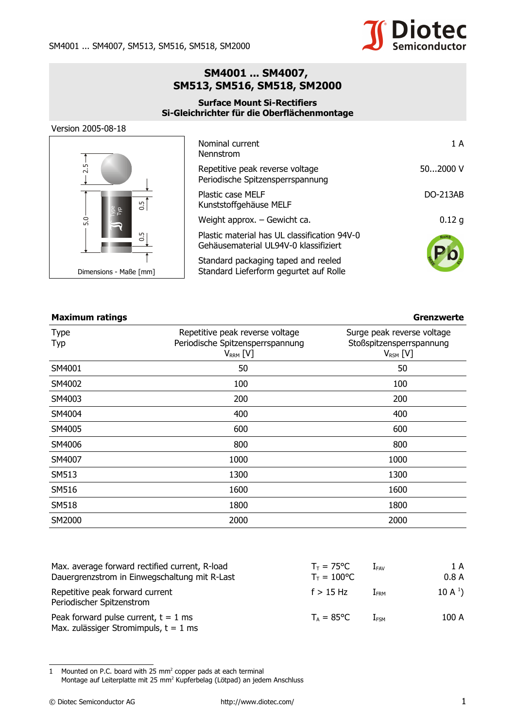# SM4001 ... SM4007, SM513, SM516, SM518, SM2000

**Surface Mount Si-Rectifiers**
**Si-Gleichrichter für die Oberflächenmontage**

Version 2005-08-18

Dimensions - Maße [mm]

| | |
|---|---|
| Nominal current<br>Nennstrom | 1 A |
| Repetitive peak reverse voltage<br>Periodische Spitzensperrspannung | 50...2000 V |
| Plastic case MELF<br>Kunststoffgehäuse MELF | DO-213AB |
| Weight approx. – Gewicht ca. | 0.12 g |
| Plastic material has UL classification 94V-0<br>Gehäusematerial UL94V-0 klassifiziert | |
| Standard packaging taped and reeled<br>Standard Lieferform gegurtet auf Rolle | |

## Maximum ratings — Grenzwerte

| Type<br>Typ | Repetitive peak reverse voltage<br>Periodische Spitzensperrspannung<br>$V_{RRM}$ [V] | Surge peak reverse voltage<br>Stoßspitzensperrspannung<br>$V_{RSM}$ [V] |
|---|---|---|
| SM4001 | 50 | 50 |
| SM4002 | 100 | 100 |
| SM4003 | 200 | 200 |
| SM4004 | 400 | 400 |
| SM4005 | 600 | 600 |
| SM4006 | 800 | 800 |
| SM4007 | 1000 | 1000 |
| SM513 | 1300 | 1300 |
| SM516 | 1600 | 1600 |
| SM518 | 1800 | 1800 |
| SM2000 | 2000 | 2000 |

| | | | |
|---|---|---|---|
| Max. average forward rectified current, R-load<br>Dauergrenzstrom in Einwegschaltung mit R-Last | $T_T$ = 75°C<br>$T_T$ = 100°C | $I_{FAV}$ | 1 A<br>0.8 A |
| Repetitive peak forward current<br>Periodischer Spitzenstrom | f > 15 Hz | $I_{FRM}$ | 10 A [1]) |
| Peak forward pulse current, t = 1 ms<br>Max. zulässiger Stromimpuls, t = 1 ms | $T_A$ = 85°C | $I_{FSM}$ | 100 A |

1 Mounted on P.C. board with 25 mm² copper pads at each terminal
Montage auf Leiterplatte mit 25 mm² Kupferbelag (Lötpad) an jedem Anschluss

© Diotec Semiconductor AG http://www.diotec.com/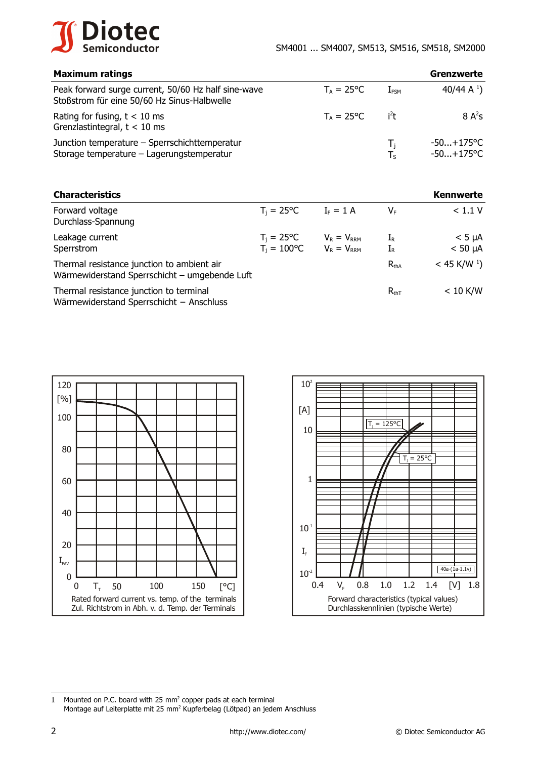## Maximum ratings — Grenzwerte

| | | | |
|---|---|---|---|
| Peak forward surge current, 50/60 Hz half sine-wave<br>Stoßstrom für eine 50/60 Hz Sinus-Halbwelle | $T_A$ = 25°C | $I_{FSM}$ | 40/44 A [1]) |
| Rating for fusing, t < 10 ms<br>Grenzlastintegral, t < 10 ms | $T_A$ = 25°C | $i^2t$ | 8 $A^2s$ |
| Junction temperature – Sperrschichttemperatur<br>Storage temperature – Lagerungstemperatur | | $T_j$<br>$T_S$ | -50...+175°C<br>-50...+175°C |

## Characteristics — Kennwerte

| | | | | |
|---|---|---|---|---|
| Forward voltage<br>Durchlass-Spannung | $T_j$ = 25°C | $I_F$ = 1 A | $V_F$ | < 1.1 V |
| Leakage current<br>Sperrstrom | $T_j$ = 25°C<br>$T_j$ = 100°C | $V_R$ = $V_{RRM}$<br>$V_R$ = $V_{RRM}$ | $I_R$<br>$I_R$ | < 5 µA<br>< 50 µA |
| Thermal resistance junction to ambient air<br>Wärmewiderstand Sperrschicht – umgebende Luft | | | $R_{thA}$ | < 45 K/W [1]) |
| Thermal resistance junction to terminal<br>Wärmewiderstand Sperrschicht – Anschluss | | | $R_{thT}$ | < 10 K/W |

120
[%]
100
80
60
40
20
$I_{FAV}$
0
0 $T_T$ 50 100 150 [°C]

Rated forward current vs. temp. of the terminals
Zul. Richtstrom in Abh. v. d. Temp. der Terminals

$10^2$
[A]
10
1
$10^{-1}$
$I_F$
$10^{-2}$
$T_j$ = 125°C
$T_j$ = 25°C
40a-(1a-1.1v)
0.4 $V_F$ 0.8 1.0 1.2 1.4 [V] 1.8

Forward characteristics (typical values)
Durchlasskennlinien (typische Werte)

---

1 Mounted on P.C. board with 25 mm² copper pads at each terminal
Montage auf Leiterplatte mit 25 mm² Kupferbelag (Lötpad) an jedem Anschluss

http://www.diotec.com/ © Diotec Semiconductor AG